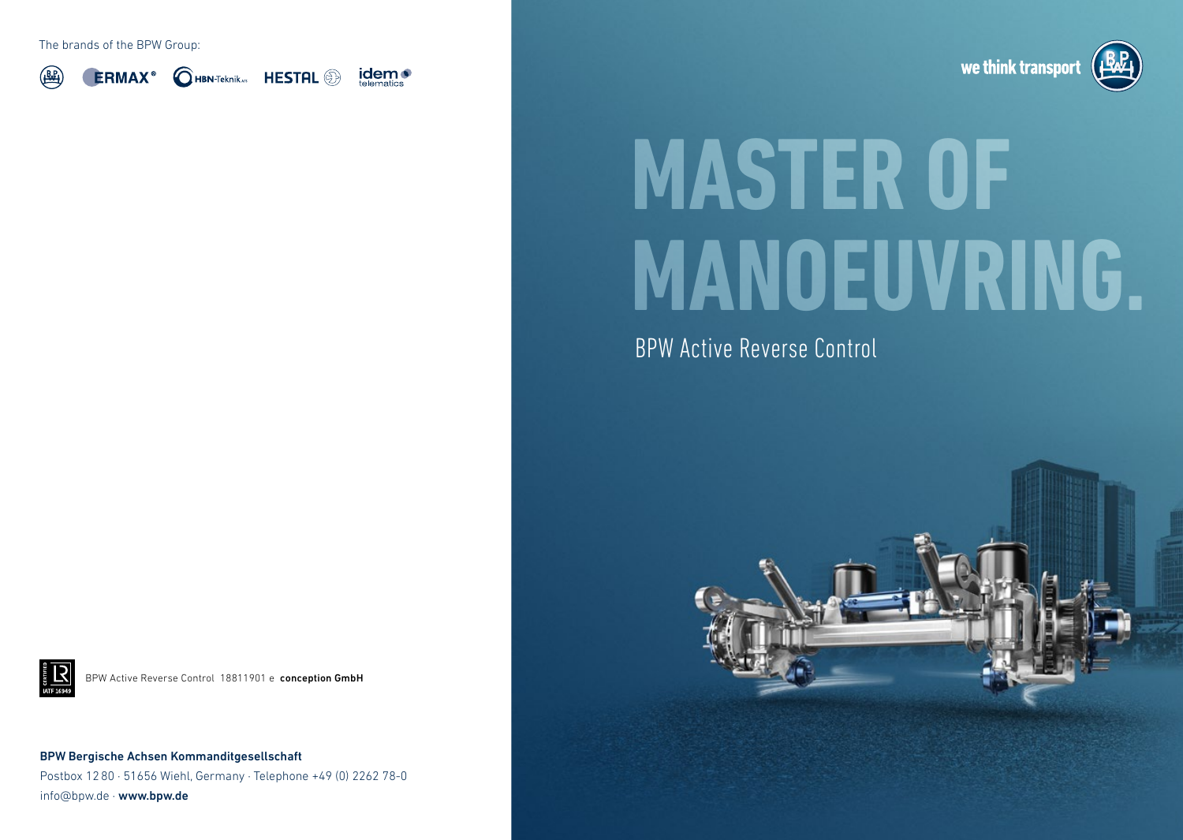The brands of the BPW Group:

BPW · ERMAX® · HBN-Teknik · HESTAL · idem telematics

BPW Active Reverse Control 18811901 e **conception GmbH**

BPW Bergische Achsen Kommanditgesellschaft
Postbox 12 80 · 51656 Wiehl, Germany · Telephone +49 (0) 2262 78-0
info@bpw.de · **www.bpw.de**

**we think transport**

# MASTER OF MANOEUVRING.

BPW Active Reverse Control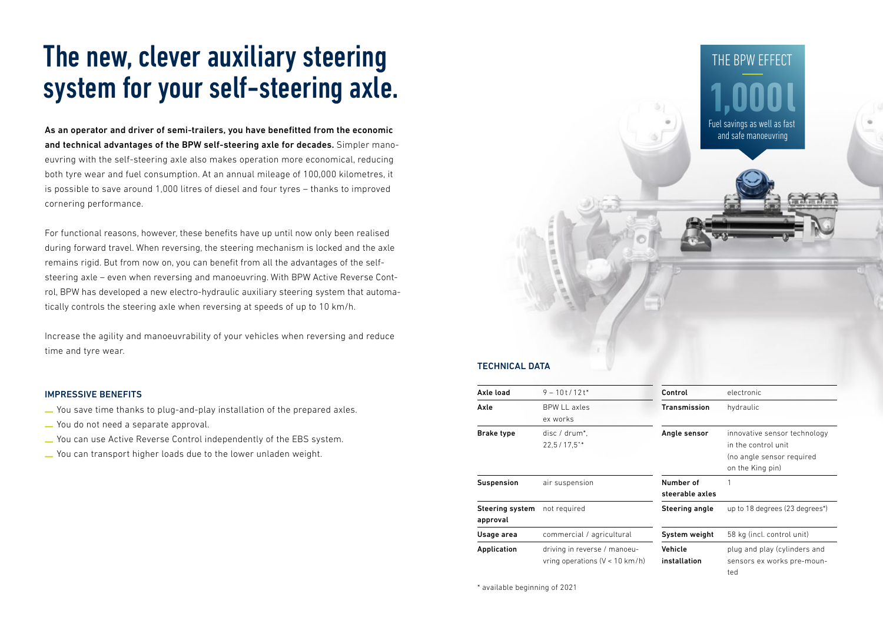# The new, clever auxiliary steering system for your self-steering axle.

**As an operator and driver of semi-trailers, you have benefitted from the economic and technical advantages of the BPW self-steering axle for decades.** Simpler manoeuvring with the self-steering axle also makes operation more economical, reducing both tyre wear and fuel consumption. At an annual mileage of 100,000 kilometres, it is possible to save around 1,000 litres of diesel and four tyres – thanks to improved cornering performance.

For functional reasons, however, these benefits have up until now only been realised during forward travel. When reversing, the steering mechanism is locked and the axle remains rigid. But from now on, you can benefit from all the advantages of the self-steering axle – even when reversing and manoeuvring. With BPW Active Reverse Control, BPW has developed a new electro-hydraulic auxiliary steering system that automatically controls the steering axle when reversing at speeds of up to 10 km/h.

Increase the agility and manoeuvrability of your vehicles when reversing and reduce time and tyre wear.

### IMPRESSIVE BENEFITS

- You save time thanks to plug-and-play installation of the prepared axles.
- You do not need a separate approval.
- You can use Active Reverse Control independently of the EBS system.
- You can transport higher loads due to the lower unladen weight.

THE BPW EFFECT

**1,000 l**

Fuel savings as well as fast and safe manoeuvring

### TECHNICAL DATA

| | | | |
|---|---|---|---|
| **Axle load** | 9 – 10 t / 12 t* | **Control** | electronic |
| **Axle** | BPW LL axles ex works | **Transmission** | hydraulic |
| **Brake type** | disc / drum*, 22,5 / 17,5"* | **Angle sensor** | innovative sensor technology in the control unit (no angle sensor required on the King pin) |
| **Suspension** | air suspension | **Number of steerable axles** | 1 |
| **Steering system approval** | not required | **Steering angle** | up to 18 degrees (23 degrees*) |
| **Usage area** | commercial / agricultural | **System weight** | 58 kg (incl. control unit) |
| **Application** | driving in reverse / manoeuvring operations (V < 10 km/h) | **Vehicle installation** | plug and play (cylinders and sensors ex works pre-mounted |

* available beginning of 2021